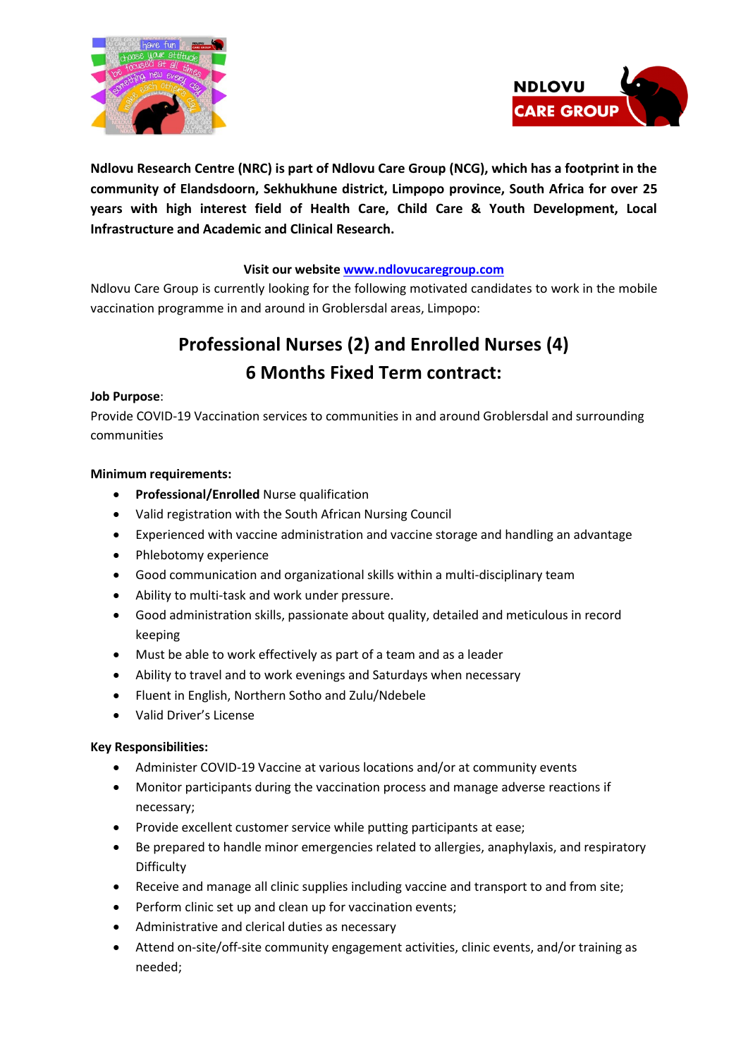**Ndlovu Research Centre (NRC) is part of Ndlovu Care Group (NCG), which has a footprint in the community of Elandsdoorn, Sekhukhune district, Limpopo province, South Africa for over 25 years with high interest field of Health Care, Child Care & Youth Development, Local Infrastructure and Academic and Clinical Research.**

**Visit our website [www.ndlovucaregroup.com](http://www.ndlovucaregroup.com)**

Ndlovu Care Group is currently looking for the following motivated candidates to work in the mobile vaccination programme in and around Groblersdal areas, Limpopo:

## Professional Nurses (2) and Enrolled Nurses (4)
## 6 Months Fixed Term contract:

**Job Purpose**:

Provide COVID-19 Vaccination services to communities in and around Groblersdal and surrounding communities

**Minimum requirements:**

- **Professional/Enrolled** Nurse qualification
- Valid registration with the South African Nursing Council
- Experienced with vaccine administration and vaccine storage and handling an advantage
- Phlebotomy experience
- Good communication and organizational skills within a multi-disciplinary team
- Ability to multi-task and work under pressure.
- Good administration skills, passionate about quality, detailed and meticulous in record keeping
- Must be able to work effectively as part of a team and as a leader
- Ability to travel and to work evenings and Saturdays when necessary
- Fluent in English, Northern Sotho and Zulu/Ndebele
- Valid Driver's License

**Key Responsibilities:**

- Administer COVID-19 Vaccine at various locations and/or at community events
- Monitor participants during the vaccination process and manage adverse reactions if necessary;
- Provide excellent customer service while putting participants at ease;
- Be prepared to handle minor emergencies related to allergies, anaphylaxis, and respiratory Difficulty
- Receive and manage all clinic supplies including vaccine and transport to and from site;
- Perform clinic set up and clean up for vaccination events;
- Administrative and clerical duties as necessary
- Attend on-site/off-site community engagement activities, clinic events, and/or training as needed;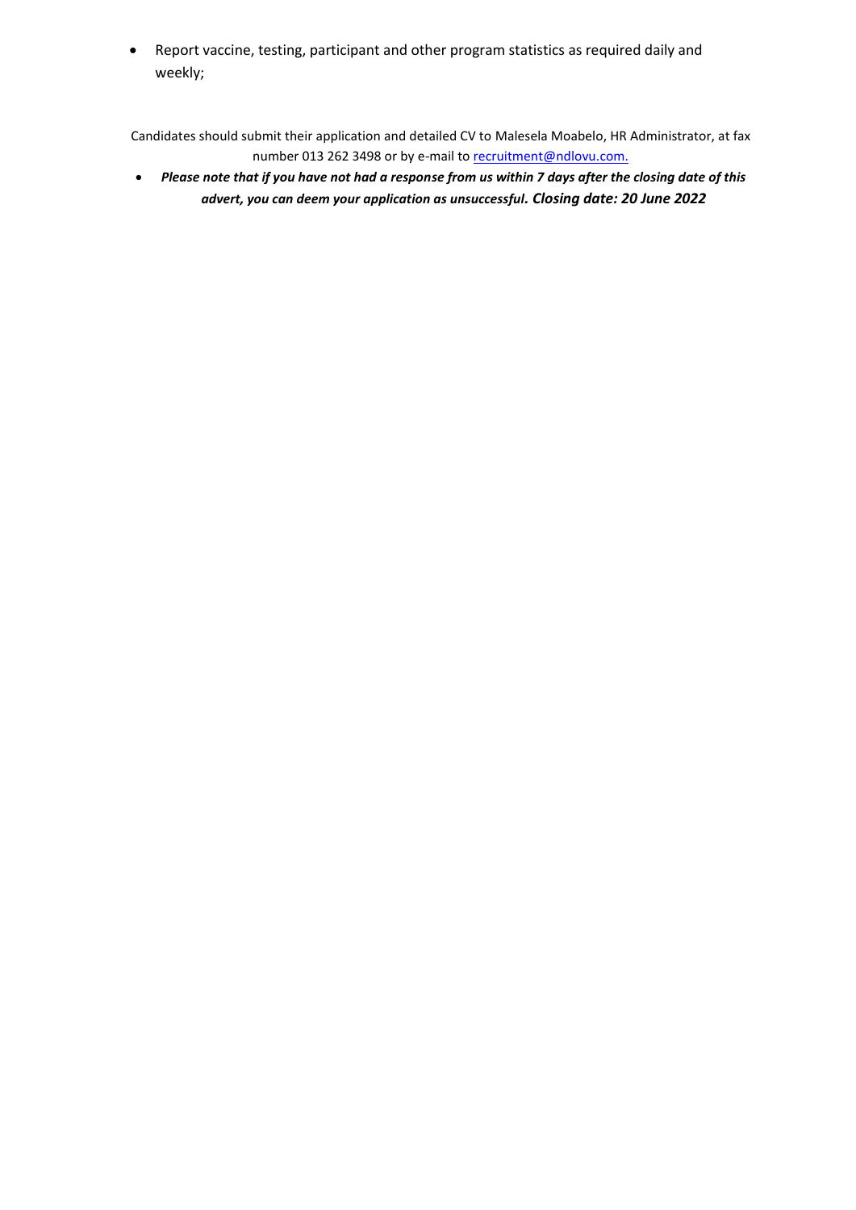- Report vaccine, testing, participant and other program statistics as required daily and weekly;

Candidates should submit their application and detailed CV to Malesela Moabelo, HR Administrator, at fax number 013 262 3498 or by e-mail to recruitment@ndlovu.com.

- ***Please note that if you have not had a response from us within 7 days after the closing date of this advert, you can deem your application as unsuccessful. Closing date: 20 June 2022***